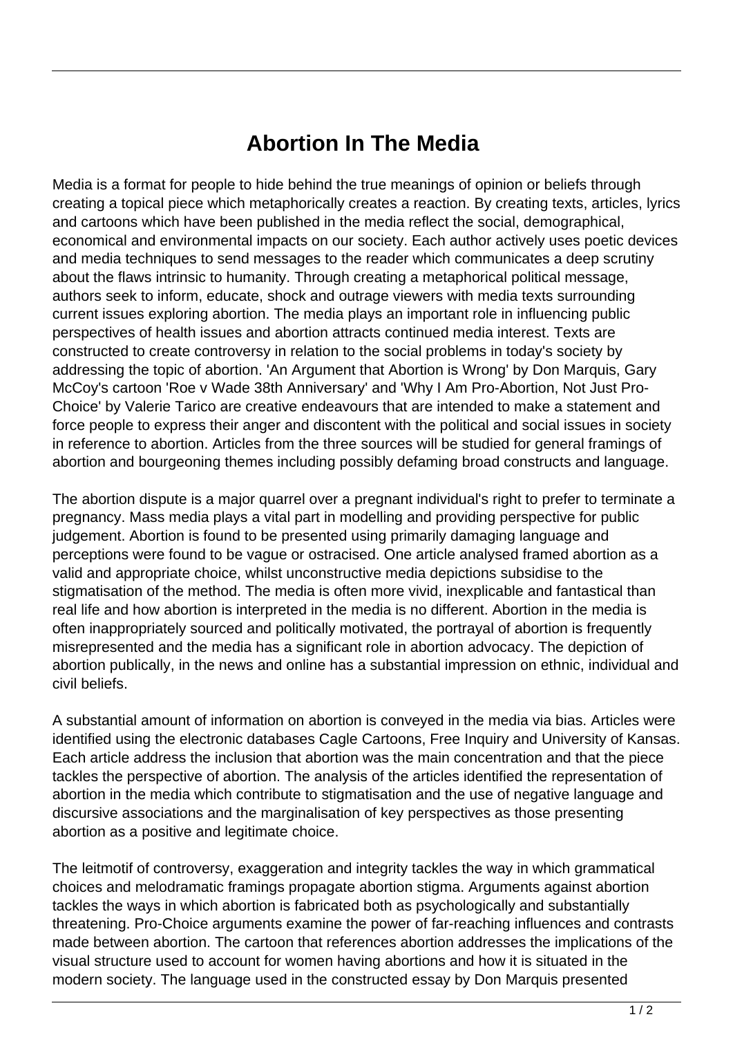# Abortion In The Media

Media is a format for people to hide behind the true meanings of opinion or beliefs through creating a topical piece which metaphorically creates a reaction. By creating texts, articles, lyrics and cartoons which have been published in the media reflect the social, demographical, economical and environmental impacts on our society. Each author actively uses poetic devices and media techniques to send messages to the reader which communicates a deep scrutiny about the flaws intrinsic to humanity. Through creating a metaphorical political message, authors seek to inform, educate, shock and outrage viewers with media texts surrounding current issues exploring abortion. The media plays an important role in influencing public perspectives of health issues and abortion attracts continued media interest. Texts are constructed to create controversy in relation to the social problems in today's society by addressing the topic of abortion. 'An Argument that Abortion is Wrong' by Don Marquis, Gary McCoy's cartoon 'Roe v Wade 38th Anniversary' and 'Why I Am Pro-Abortion, Not Just Pro-Choice' by Valerie Tarico are creative endeavours that are intended to make a statement and force people to express their anger and discontent with the political and social issues in society in reference to abortion. Articles from the three sources will be studied for general framings of abortion and bourgeoning themes including possibly defaming broad constructs and language.

The abortion dispute is a major quarrel over a pregnant individual's right to prefer to terminate a pregnancy. Mass media plays a vital part in modelling and providing perspective for public judgement. Abortion is found to be presented using primarily damaging language and perceptions were found to be vague or ostracised. One article analysed framed abortion as a valid and appropriate choice, whilst unconstructive media depictions subsidise to the stigmatisation of the method. The media is often more vivid, inexplicable and fantastical than real life and how abortion is interpreted in the media is no different. Abortion in the media is often inappropriately sourced and politically motivated, the portrayal of abortion is frequently misrepresented and the media has a significant role in abortion advocacy. The depiction of abortion publically, in the news and online has a substantial impression on ethnic, individual and civil beliefs.

A substantial amount of information on abortion is conveyed in the media via bias. Articles were identified using the electronic databases Cagle Cartoons, Free Inquiry and University of Kansas. Each article address the inclusion that abortion was the main concentration and that the piece tackles the perspective of abortion. The analysis of the articles identified the representation of abortion in the media which contribute to stigmatisation and the use of negative language and discursive associations and the marginalisation of key perspectives as those presenting abortion as a positive and legitimate choice.

The leitmotif of controversy, exaggeration and integrity tackles the way in which grammatical choices and melodramatic framings propagate abortion stigma. Arguments against abortion tackles the ways in which abortion is fabricated both as psychologically and substantially threatening. Pro-Choice arguments examine the power of far-reaching influences and contrasts made between abortion. The cartoon that references abortion addresses the implications of the visual structure used to account for women having abortions and how it is situated in the modern society. The language used in the constructed essay by Don Marquis presented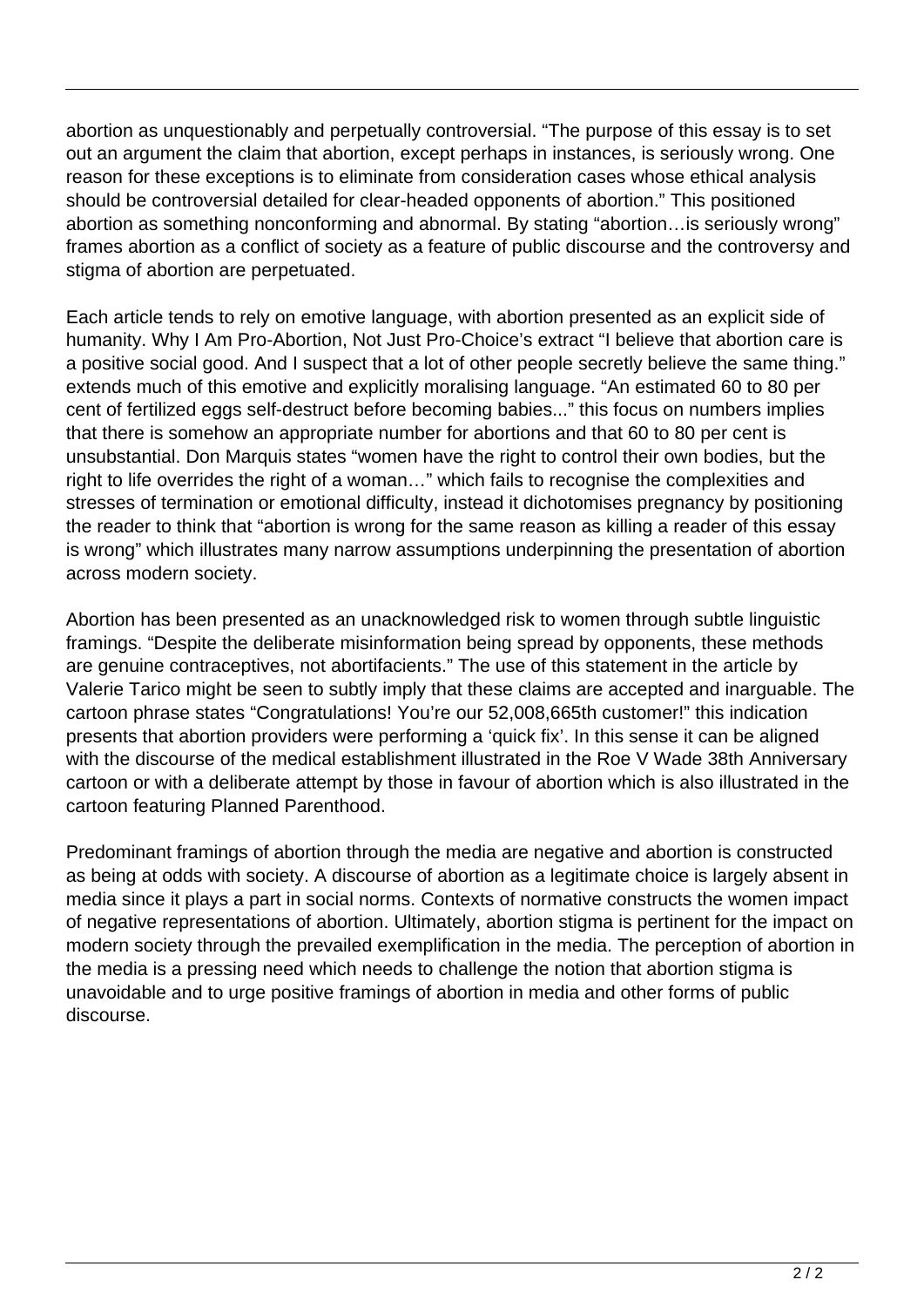abortion as unquestionably and perpetually controversial. “The purpose of this essay is to set out an argument the claim that abortion, except perhaps in instances, is seriously wrong. One reason for these exceptions is to eliminate from consideration cases whose ethical analysis should be controversial detailed for clear-headed opponents of abortion.” This positioned abortion as something nonconforming and abnormal. By stating “abortion…is seriously wrong” frames abortion as a conflict of society as a feature of public discourse and the controversy and stigma of abortion are perpetuated.

Each article tends to rely on emotive language, with abortion presented as an explicit side of humanity. Why I Am Pro-Abortion, Not Just Pro-Choice’s extract “I believe that abortion care is a positive social good. And I suspect that a lot of other people secretly believe the same thing.” extends much of this emotive and explicitly moralising language. “An estimated 60 to 80 per cent of fertilized eggs self-destruct before becoming babies...” this focus on numbers implies that there is somehow an appropriate number for abortions and that 60 to 80 per cent is unsubstantial. Don Marquis states “women have the right to control their own bodies, but the right to life overrides the right of a woman…” which fails to recognise the complexities and stresses of termination or emotional difficulty, instead it dichotomises pregnancy by positioning the reader to think that “abortion is wrong for the same reason as killing a reader of this essay is wrong” which illustrates many narrow assumptions underpinning the presentation of abortion across modern society.

Abortion has been presented as an unacknowledged risk to women through subtle linguistic framings. “Despite the deliberate misinformation being spread by opponents, these methods are genuine contraceptives, not abortifacients.” The use of this statement in the article by Valerie Tarico might be seen to subtly imply that these claims are accepted and inarguable. The cartoon phrase states “Congratulations! You’re our 52,008,665th customer!” this indication presents that abortion providers were performing a ‘quick fix’. In this sense it can be aligned with the discourse of the medical establishment illustrated in the Roe V Wade 38th Anniversary cartoon or with a deliberate attempt by those in favour of abortion which is also illustrated in the cartoon featuring Planned Parenthood.

Predominant framings of abortion through the media are negative and abortion is constructed as being at odds with society. A discourse of abortion as a legitimate choice is largely absent in media since it plays a part in social norms. Contexts of normative constructs the women impact of negative representations of abortion. Ultimately, abortion stigma is pertinent for the impact on modern society through the prevailed exemplification in the media. The perception of abortion in the media is a pressing need which needs to challenge the notion that abortion stigma is unavoidable and to urge positive framings of abortion in media and other forms of public discourse.